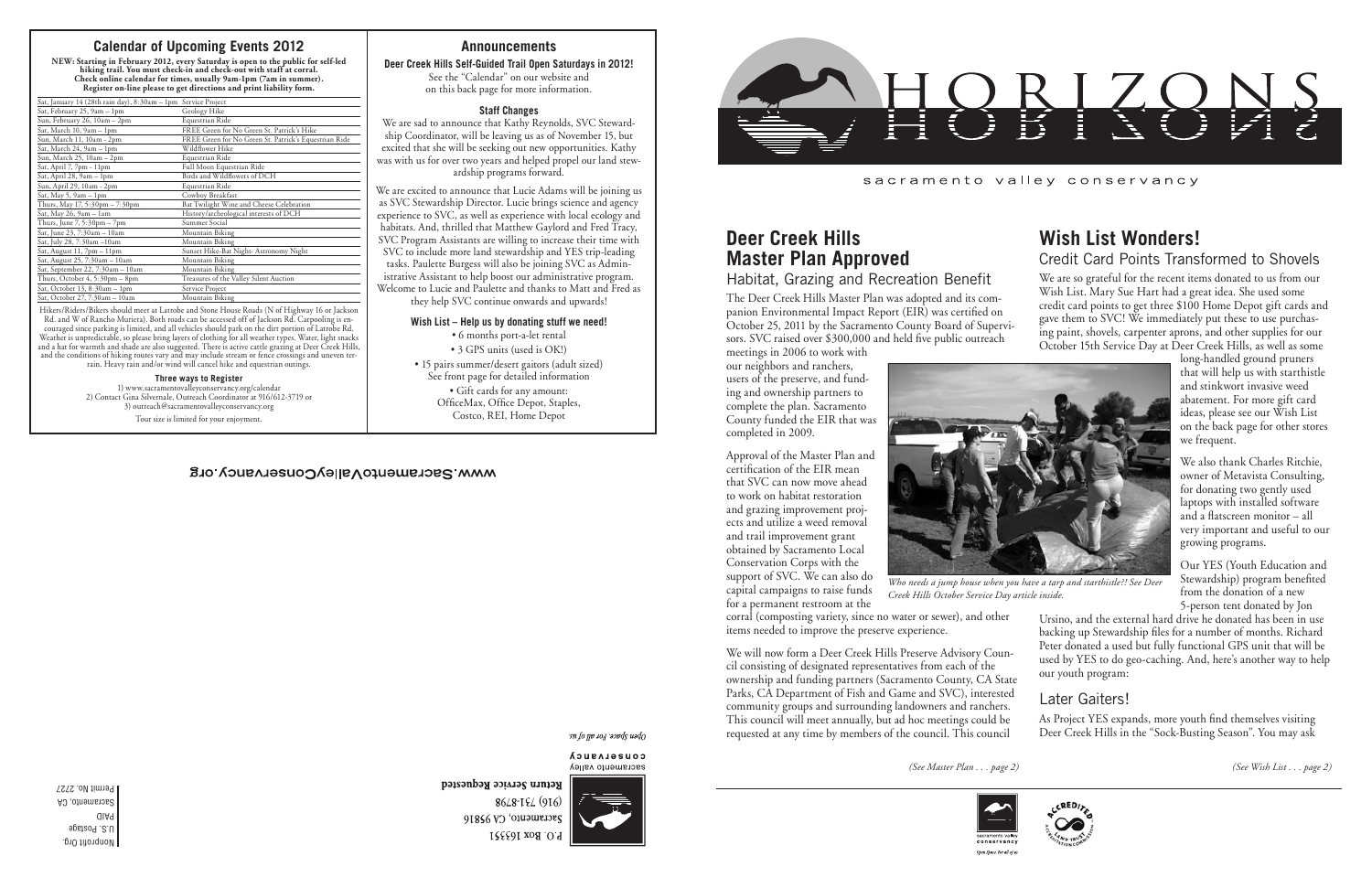## Calendar of Upcoming Events 2012

**NEW: Starting in February 2012, every Saturday is open to the public for self-led hiking trail. You must check-in and check-out with staff at corral. Check online calendar for times, usually 9am-1pm (7am in summer). Register on-line please to get directions and print liability form.**

| Date | Event |
|---|---|
| Sat, January 14 (28th rain day), 8:30am – 1pm | Service Project |
| Sat, February 25, 9am – 1pm | Geology Hike |
| Sun, February 26, 10am – 2pm | Equestrian Ride |
| Sat, March 10, 9am – 1pm | FREE Green for No Green St. Patrick's Hike |
| Sun, March 11, 10am - 2pm | FREE Green for No Green St. Patrick's Equestrian Ride |
| Sat, March 24, 9am – 1pm | Wildflower Hike |
| Sun, March 25, 10am – 2pm | Equestrian Ride |
| Sat, April 7, 7pm - 11pm | Full Moon Equestrian Ride |
| Sat, April 28, 9am – 1pm | Birds and Wildflowers of DCH |
| Sun, April 29, 10am - 2pm | Equestrian Ride |
| Sat, May 5, 9am – 1pm | Cowboy Breakfast |
| Thurs, May 17, 5:30pm – 7:30pm | Bat Twilight Wine and Cheese Celebration |
| Sat, May 26, 9am – 1am | History/archeological interests of DCH |
| Thurs, June 7, 5:30pm – 7pm | Summer Social |
| Sat, June 23, 7:30am – 10am | Mountain Biking |
| Sat, July 28, 7:30am –10am | Mountain Biking |
| Sat, August 11, 7pm – 11pm | Sunset Hike-Bat Night- Astronomy Night |
| Sat, August 25, 7:30am – 10am | Mountain Biking |
| Sat, September 22, 7:30am – 10am | Mountain Biking |
| Thurs, October 4, 5:30pm – 8pm | Treasures of the Valley Silent Auction |
| Sat, October 13, 8:30am – 1pm | Service Project |
| Sat, October 27, 7:30am – 10am | Mountain Biking |

Hikers/Riders/Bikers should meet at Latrobe and Stone House Roads (N of Highway 16 or Jackson Rd. and W of Rancho Murieta). Both roads can be accessed off of Jackson Rd. Carpooling is encouraged since parking is limited, and all vehicles should park on the dirt portion of Latrobe Rd. Weather is unpredictable, so please bring layers of clothing for all weather types. Water, light snacks and a hat for warmth and shade are also suggested. There is active cattle grazing at Deer Creek Hills, and the conditions of hiking routes vary and may include stream or fence crossings and uneven terrain. Heavy rain and/or wind will cancel hike and equestrian outings.

**Three ways to Register**

1) www.sacramentovalleyconservancy.org/calendar
2) Contact Gina Silvernale, Outreach Coordinator at 916/612-3719 or
3) outreach@sacramentovalleyconservancy.org

Tour size is limited for your enjoyment.

## Announcements

**Deer Creek Hills Self-Guided Trail Open Saturdays in 2012!**

See the "Calendar" on our website and on this back page for more information.

**Staff Changes**

We are sad to announce that Kathy Reynolds, SVC Stewardship Coordinator, will be leaving us as of November 15, but excited that she will be seeking out new opportunities. Kathy was with us for over two years and helped propel our land stewardship programs forward.

We are excited to announce that Lucie Adams will be joining us as SVC Stewardship Director. Lucie brings science and agency experience to SVC, as well as experience with local ecology and habitats. And, thrilled that Matthew Gaylord and Fred Tracy, SVC Program Assistants are willing to increase their time with SVC to include more land stewardship and YES trip-leading tasks. Paulette Burgess will also be joining SVC as Administrative Assistant to help boost our administrative program. Welcome to Lucie and Paulette and thanks to Matt and Fred as they help SVC continue onwards and upwards!

**Wish List – Help us by donating stuff we need!**

- 6 months port-a-let rental
- 3 GPS units (used is OK!)
- 15 pairs summer/desert gaitors (adult sized) See front page for detailed information
- Gift cards for any amount: OfficeMax, Office Depot, Staples, Costco, REI, Home Depot

www.SacramentoValleyConservancy.org

Nonprofit Org.
U.S. Postage
PAID
Sacramento, CA
Permit No. 2727

P.O. Box 163351
Sacramento, CA 95816
(916) 731-8798
**Return Service Requested**

sacramento valley conservancy

*Open Space. For all of us.*

# HORIZONS

sacramento valley conservancy

## Deer Creek Hills Master Plan Approved

### Habitat, Grazing and Recreation Benefit

The Deer Creek Hills Master Plan was adopted and its companion Environmental Impact Report (EIR) was certified on October 25, 2011 by the Sacramento County Board of Supervisors. SVC raised over $300,000 and held five public outreach meetings in 2006 to work with our neighbors and ranchers, users of the preserve, and funding and ownership partners to complete the plan. Sacramento County funded the EIR that was completed in 2009.

Approval of the Master Plan and certification of the EIR mean that SVC can now move ahead to work on habitat restoration and grazing improvement projects and utilize a weed removal and trail improvement grant obtained by Sacramento Local Conservation Corps with the support of SVC. We can also do capital campaigns to raise funds for a permanent restroom at the corral (composting variety, since no water or sewer), and other items needed to improve the preserve experience.

*Who needs a jump house when you have a tarp and starthistle?! See Deer Creek Hills October Service Day article inside.*

We will now form a Deer Creek Hills Preserve Advisory Council consisting of designated representatives from each of the ownership and funding partners (Sacramento County, CA State Parks, CA Department of Fish and Game and SVC), interested community groups and surrounding landowners and ranchers. This council will meet annually, but ad hoc meetings could be requested at any time by members of the council. This council

*(See Master Plan . . . page 2)*

## Wish List Wonders!

### Credit Card Points Transformed to Shovels

We are so grateful for the recent items donated to us from our Wish List. Mary Sue Hart had a great idea. She used some credit card points to get three $100 Home Depot gift cards and gave them to SVC! We immediately put these to use purchasing paint, shovels, carpenter aprons, and other supplies for our October 15th Service Day at Deer Creek Hills, as well as some long-handled ground pruners that will help us with starthistle and stinkwort invasive weed abatement. For more gift card ideas, please see our Wish List on the back page for other stores we frequent.

We also thank Charles Ritchie, owner of Metavista Consulting, for donating two gently used laptops with installed software and a flatscreen monitor – all very important and useful to our growing programs.

Our YES (Youth Education and Stewardship) program benefited from the donation of a new 5-person tent donated by Jon Ursino, and the external hard drive he donated has been in use backing up Stewardship files for a number of months. Richard Peter donated a used but fully functional GPS unit that will be used by YES to do geo-caching. And, here's another way to help our youth program:

### Later Gaiters!

As Project YES expands, more youth find themselves visiting Deer Creek Hills in the "Sock-Busting Season". You may ask

*(See Wish List . . . page 2)*

sacramento valley conservancy
*Open Space. For all of us.*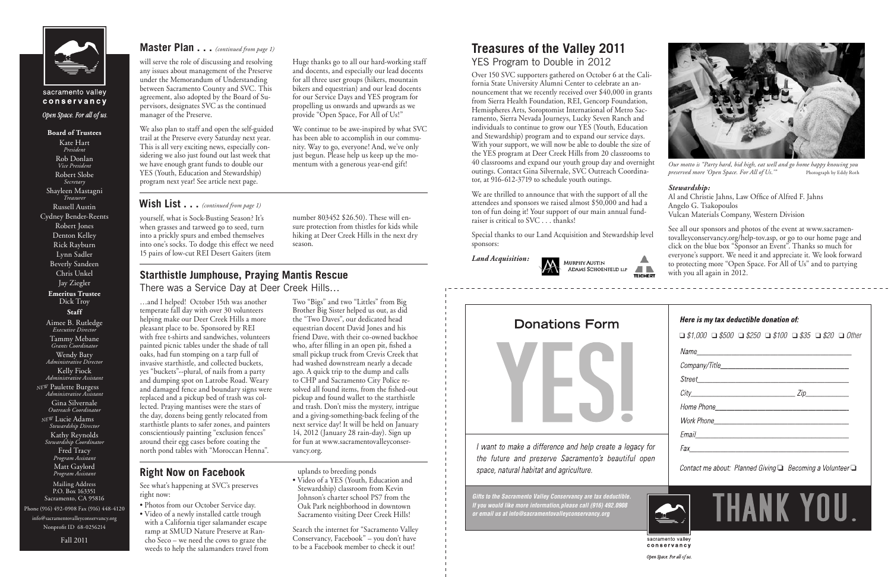sacramento valley
conservancy

*Open Space. For all of us.*

**Board of Trustees**

Kate Hart
*President*

Rob Donlan
*Vice President*

Robert Slobe
*Secretary*

Shayleen Mastagni
*Treasurer*

Russell Austin

Cydney Bender-Reents

Robert Jones

Denton Kelley

Rick Rayburn

Lynn Sadler

Beverly Sandeen

Chris Unkel

Jay Ziegler

**Emeritus Trustee**

Dick Troy

**Staff**

Aimee B. Rutledge
*Executive Director*

Tammy Mebane
*Grants Coordinator*

Wendy Baty
*Administrative Director*

Kelly Fiock
*Administrative Assistant*

*NEW* Paulette Burgess
*Administrative Assistant*

Gina Silvernale
*Outreach Coordinator*

*NEW* Lucie Adams
*Stewardship Director*

Kathy Reynolds
*Stewardship Coordinator*

Fred Tracy
*Program Assistant*

Matt Gaylord
*Program Assistant*

Mailing Address
P.O. Box 163351
Sacramento, CA 95816

Phone (916) 492-0908 Fax (916) 448-4120

info@sacramentovalleyconservancy.org

Nonprofit ID 68-0256214

Fall 2011

## Master Plan . . . *(continued from page 1)*

will serve the role of discussing and resolving any issues about management of the Preserve under the Memorandum of Understanding between Sacramento County and SVC. This agreement, also adopted by the Board of Supervisors, designates SVC as the continued manager of the Preserve.

We also plan to staff and open the self-guided trail at the Preserve every Saturday next year. This is all very exciting news, especially considering we also just found out last week that we have enough grant funds to double our YES (Youth, Education and Stewardship) program next year! See article next page.

Huge thanks go to all our hard-working staff and docents, and especially our lead docents for all three user groups (hikers, mountain bikers and equestrian) and our lead docents for our Service Days and YES program for propelling us onwards and upwards as we provide "Open Space, For All of Us!"

We continue to be awe-inspired by what SVC has been able to accomplish in our community. Way to go, everyone! And, we've only just begun. Please help us keep up the momentum with a generous year-end gift!

## Wish List . . . *(continued from page 1)*

yourself, what is Sock-Busting Season? It's when grasses and tarweed go to seed, turn into a prickly spurs and embed themselves into one's socks. To dodge this effect we need 15 pairs of low-cut REI Desert Gaiters (item number 803452 $26.50). These will ensure protection from thistles for kids while hiking at Deer Creek Hills in the next dry season.

## Starthistle Jumphouse, Praying Mantis Rescue

### There was a Service Day at Deer Creek Hills…

…and I helped! October 15th was another temperate fall day with over 30 volunteers helping make our Deer Creek Hills a more pleasant place to be. Sponsored by REI with free t-shirts and sandwiches, volunteers painted picnic tables under the shade of tall oaks, had fun stomping on a tarp full of invasive starthistle, and collected buckets, yes "buckets"--plural, of nails from a party and dumping spot on Latrobe Road. Weary and damaged fence and boundary signs were replaced and a pickup bed of trash was collected. Praying mantises were the stars of the day, dozens being gently relocated from starthistle plants to safer zones, and painters conscientiously painting "exclusion fences" around their egg cases before coating the north pond tables with "Moroccan Henna".

Two "Bigs" and two "Littles" from Big Brother Big Sister helped us out, as did the "Two Daves", our dedicated head equestrian docent David Jones and his friend Dave, with their co-owned backhoe who, after filling in an open pit, fished a small pickup truck from Crevis Creek that had washed downstream nearly a decade ago. A quick trip to the dump and calls to CHP and Sacramento City Police resolved all found items, from the fished-out pickup and found wallet to the starthistle and trash. Don't miss the mystery, intrigue and a giving-something-back feeling of the next service day! It will be held on January 14, 2012 (January 28 rain-day). Sign up for fun at www.sacramentovalleyconservancy.org.

## Right Now on Facebook

See what's happening at SVC's preserves right now:

- Photos from our October Service day.
- Video of a newly installed cattle trough with a California tiger salamander escape ramp at SMUD Nature Preserve at Rancho Seco – we need the cows to graze the weeds to help the salamanders travel from uplands to breeding ponds
- Video of a YES (Youth, Education and Stewardship) classroom from Kevin Johnson's charter school PS7 from the Oak Park neighborhood in downtown Sacramento visiting Deer Creek Hills!

Search the internet for "Sacramento Valley Conservancy, Facebook" – you don't have to be a Facebook member to check it out!

## Treasures of the Valley 2011

### YES Program to Double in 2012

Over 150 SVC supporters gathered on October 6 at the California State University Alumni Center to celebrate an announcement that we recently received over $40,000 in grants from Sierra Health Foundation, REI, Gencorp Foundation, Hemispheres Arts, Soroptimist International of Metro Sacramento, Sierra Nevada Journeys, Lucky Seven Ranch and individuals to continue to grow our YES (Youth, Education and Stewardship) program and to expand our service days. With your support, we will now be able to double the size of the YES program at Deer Creek Hills from 20 classrooms to 40 classrooms and expand our youth group day and overnight outings. Contact Gina Silvernale, SVC Outreach Coordinator, at 916-612-3719 to schedule youth outings.

We are thrilled to announce that with the support of all the attendees and sponsors we raised almost $50,000 and had a ton of fun doing it! Your support of our main annual fundraiser is critical to SVC . . . thanks!

Special thanks to our Land Acquisition and Stewardship level sponsors:

***Land Acquisition:*** Murphy Austin Adams Schoenfeld LLP; Teichert

*Our motto is "Party hard, bid high, eat well and go home happy knowing you preserved more 'Open Space. For All of Us.'"* Photograph by Eddy Roth

***Stewardship:***

Al and Christie Jahns, Law Office of Alfred F. Jahns
Angelo G. Tsakopoulos
Vulcan Materials Company, Western Division

See all our sponsors and photos of the event at www.sacramentovalleyconservancy.org/help-tov.asp, or go to our home page and click on the blue box "Sponsor an Event". Thanks so much for everyone's support. We need it and appreciate it. We look forward to protecting more "Open Space. For All of Us" and to partying with you all again in 2012.

## Donations Form

# YES!

*I want to make a difference and help create a legacy for the future and preserve Sacramento's beautiful open space, natural habitat and agriculture.*

***Gifts to the Sacramento Valley Conservancy are tax deductible. If you would like more information, please call (916) 492.0908 or email us at info@sacramentovalleyconservancy.org***

***Here is my tax deductible donation of:***

❑ $1,000 ❑ $500 ❑ $250 ❑ $100 ❑ $35 ❑ $20 ❑ Other

Name\_\_\_\_\_\_\_\_\_\_\_\_\_\_\_\_\_\_\_\_\_\_\_\_\_\_\_\_\_\_\_\_

Company/Title\_\_\_\_\_\_\_\_\_\_\_\_\_\_\_\_\_\_\_\_\_\_\_\_\_\_

Street\_\_\_\_\_\_\_\_\_\_\_\_\_\_\_\_\_\_\_\_\_\_\_\_\_\_\_\_\_\_\_\_

City\_\_\_\_\_\_\_\_\_\_\_\_\_\_\_\_\_\_\_\_ Zip\_\_\_\_\_\_\_\_\_

Home Phone\_\_\_\_\_\_\_\_\_\_\_\_\_\_\_\_\_\_\_\_\_\_\_\_\_\_\_

Work Phone\_\_\_\_\_\_\_\_\_\_\_\_\_\_\_\_\_\_\_\_\_\_\_\_\_\_\_

Email\_\_\_\_\_\_\_\_\_\_\_\_\_\_\_\_\_\_\_\_\_\_\_\_\_\_\_\_\_\_\_\_

Fax\_\_\_\_\_\_\_\_\_\_\_\_\_\_\_\_\_\_\_\_\_\_\_\_\_\_\_\_\_\_\_\_\_\_

*Contact me about: Planned Giving* ❑ *Becoming a Volunteer* ❑

# THANK YOU.

sacramento valley
conservancy

*Open Space. For all of us.*